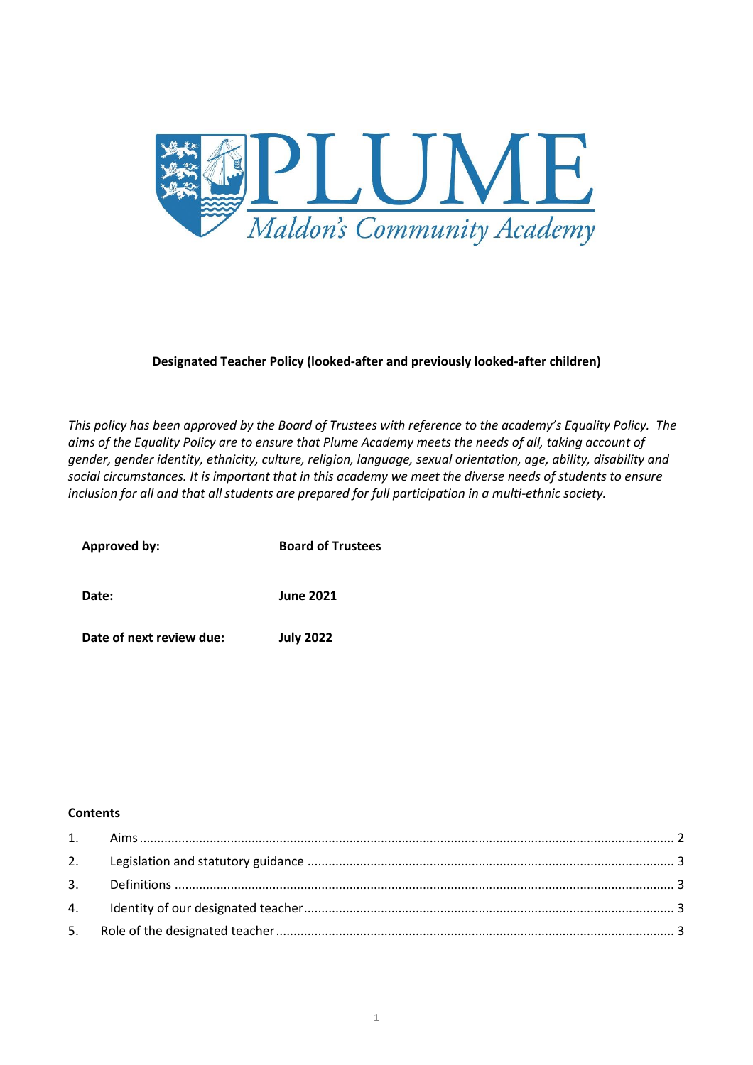PLUME

*Maldon's Community Academy*

# Designated Teacher Policy (looked-after and previously looked-after children)

*This policy has been approved by the Board of Trustees with reference to the academy's Equality Policy. The aims of the Equality Policy are to ensure that Plume Academy meets the needs of all, taking account of gender, gender identity, ethnicity, culture, religion, language, sexual orientation, age, ability, disability and social circumstances. It is important that in this academy we meet the diverse needs of students to ensure inclusion for all and that all students are prepared for full participation in a multi-ethnic society.*

| | |
|---|---|
| **Approved by:** | **Board of Trustees** |
| **Date:** | **June 2021** |
| **Date of next review due:** | **July 2022** |

**Contents**

1. Aims ........ 2
2. Legislation and statutory guidance ........ 3
3. Definitions ........ 3
4. Identity of our designated teacher ........ 3
5. Role of the designated teacher ........ 3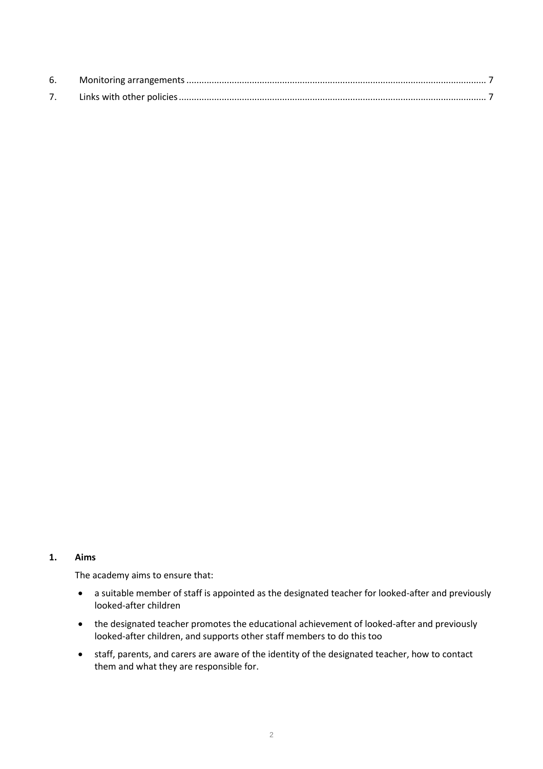6. Monitoring arrangements ..................................................................................................................... 7
7. Links with other policies ........................................................................................................................ 7

## 1. Aims

The academy aims to ensure that:

- a suitable member of staff is appointed as the designated teacher for looked-after and previously looked-after children
- the designated teacher promotes the educational achievement of looked-after and previously looked-after children, and supports other staff members to do this too
- staff, parents, and carers are aware of the identity of the designated teacher, how to contact them and what they are responsible for.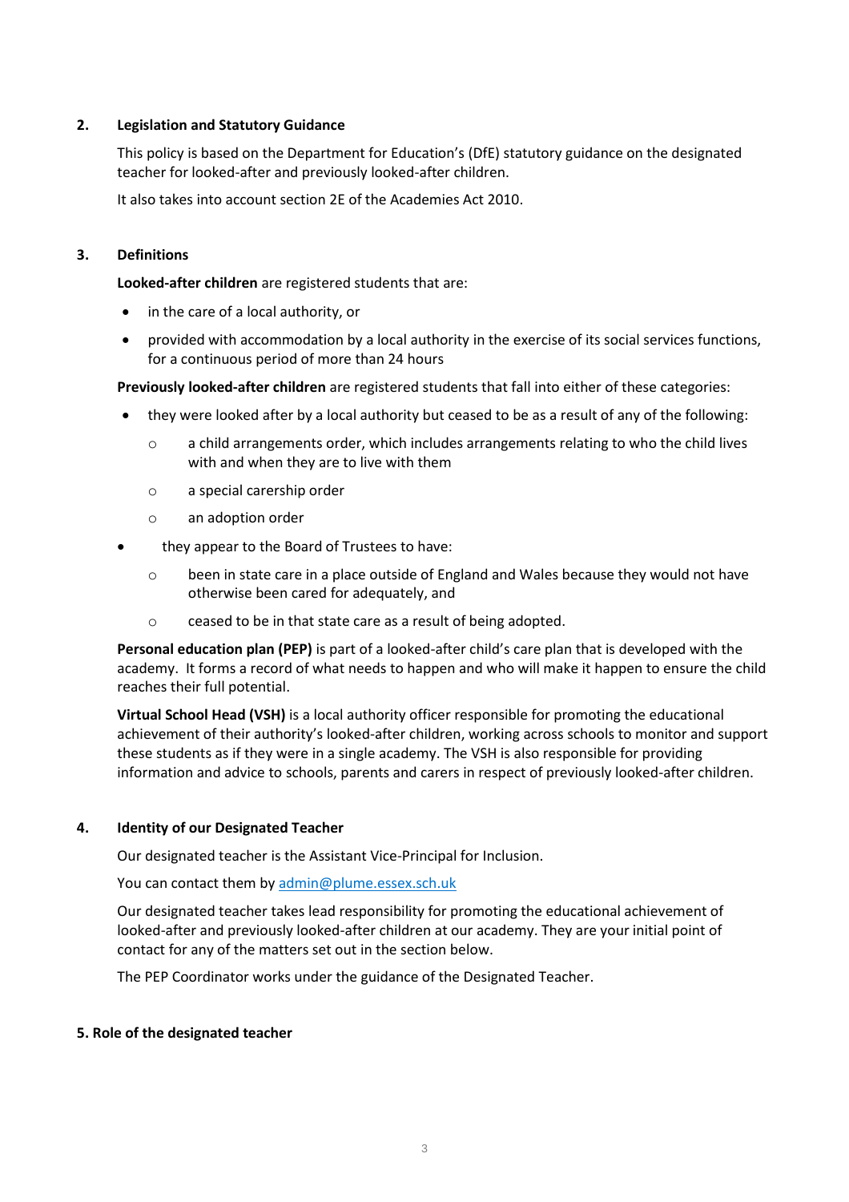## 2. Legislation and Statutory Guidance

This policy is based on the Department for Education's (DfE) statutory guidance on the designated teacher for looked-after and previously looked-after children.

It also takes into account section 2E of the Academies Act 2010.

## 3. Definitions

**Looked-after children** are registered students that are:

- in the care of a local authority, or
- provided with accommodation by a local authority in the exercise of its social services functions, for a continuous period of more than 24 hours

**Previously looked-after children** are registered students that fall into either of these categories:

- they were looked after by a local authority but ceased to be as a result of any of the following:
    - a child arrangements order, which includes arrangements relating to who the child lives with and when they are to live with them
    - a special carership order
    - an adoption order
- they appear to the Board of Trustees to have:
    - been in state care in a place outside of England and Wales because they would not have otherwise been cared for adequately, and
    - ceased to be in that state care as a result of being adopted.

**Personal education plan (PEP)** is part of a looked-after child's care plan that is developed with the academy. It forms a record of what needs to happen and who will make it happen to ensure the child reaches their full potential.

**Virtual School Head (VSH)** is a local authority officer responsible for promoting the educational achievement of their authority's looked-after children, working across schools to monitor and support these students as if they were in a single academy. The VSH is also responsible for providing information and advice to schools, parents and carers in respect of previously looked-after children.

## 4. Identity of our Designated Teacher

Our designated teacher is the Assistant Vice-Principal for Inclusion.

You can contact them by admin@plume.essex.sch.uk

Our designated teacher takes lead responsibility for promoting the educational achievement of looked-after and previously looked-after children at our academy. They are your initial point of contact for any of the matters set out in the section below.

The PEP Coordinator works under the guidance of the Designated Teacher.

## 5. Role of the designated teacher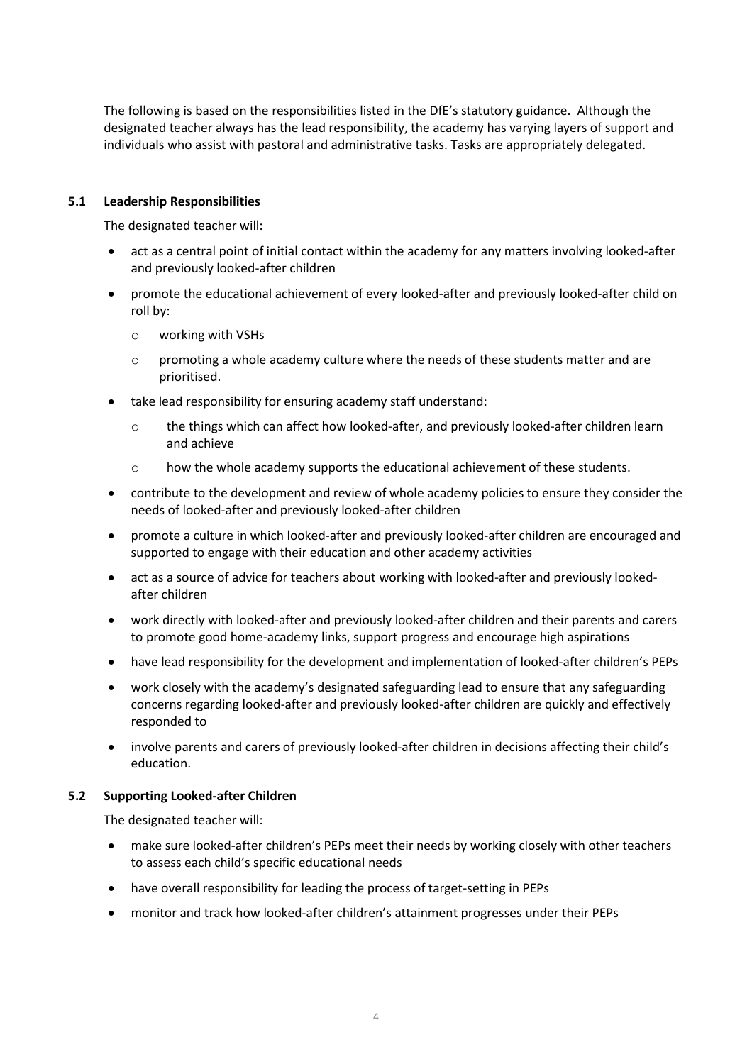The following is based on the responsibilities listed in the DfE's statutory guidance. Although the designated teacher always has the lead responsibility, the academy has varying layers of support and individuals who assist with pastoral and administrative tasks. Tasks are appropriately delegated.

### 5.1 Leadership Responsibilities

The designated teacher will:

- act as a central point of initial contact within the academy for any matters involving looked-after and previously looked-after children
- promote the educational achievement of every looked-after and previously looked-after child on roll by:
  - working with VSHs
  - promoting a whole academy culture where the needs of these students matter and are prioritised.
- take lead responsibility for ensuring academy staff understand:
  - the things which can affect how looked-after, and previously looked-after children learn and achieve
  - how the whole academy supports the educational achievement of these students.
- contribute to the development and review of whole academy policies to ensure they consider the needs of looked-after and previously looked-after children
- promote a culture in which looked-after and previously looked-after children are encouraged and supported to engage with their education and other academy activities
- act as a source of advice for teachers about working with looked-after and previously looked-after children
- work directly with looked-after and previously looked-after children and their parents and carers to promote good home-academy links, support progress and encourage high aspirations
- have lead responsibility for the development and implementation of looked-after children's PEPs
- work closely with the academy's designated safeguarding lead to ensure that any safeguarding concerns regarding looked-after and previously looked-after children are quickly and effectively responded to
- involve parents and carers of previously looked-after children in decisions affecting their child's education.

### 5.2 Supporting Looked-after Children

The designated teacher will:

- make sure looked-after children's PEPs meet their needs by working closely with other teachers to assess each child's specific educational needs
- have overall responsibility for leading the process of target-setting in PEPs
- monitor and track how looked-after children's attainment progresses under their PEPs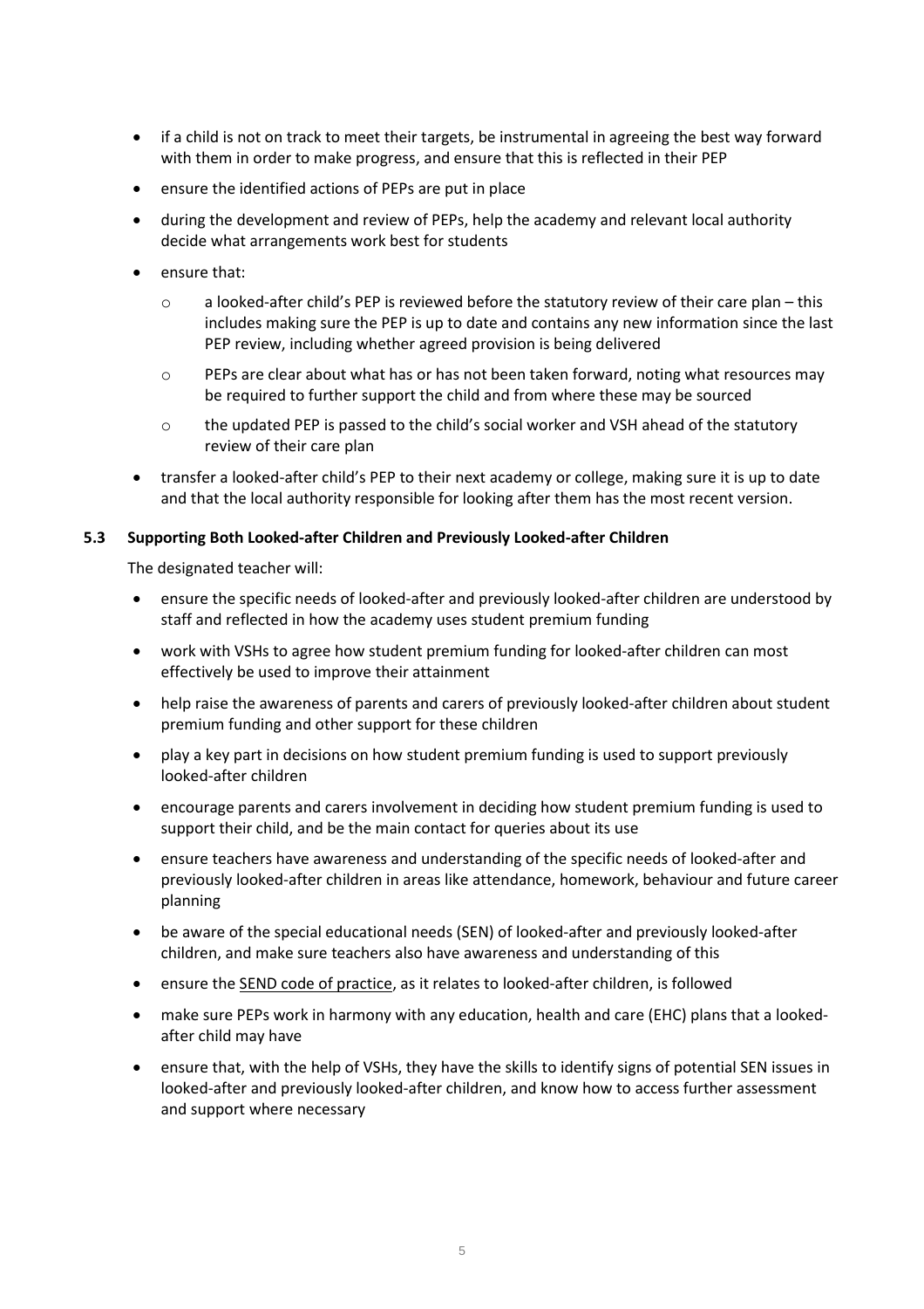- if a child is not on track to meet their targets, be instrumental in agreeing the best way forward with them in order to make progress, and ensure that this is reflected in their PEP
- ensure the identified actions of PEPs are put in place
- during the development and review of PEPs, help the academy and relevant local authority decide what arrangements work best for students
- ensure that:
  - a looked-after child's PEP is reviewed before the statutory review of their care plan – this includes making sure the PEP is up to date and contains any new information since the last PEP review, including whether agreed provision is being delivered
  - PEPs are clear about what has or has not been taken forward, noting what resources may be required to further support the child and from where these may be sourced
  - the updated PEP is passed to the child's social worker and VSH ahead of the statutory review of their care plan
- transfer a looked-after child's PEP to their next academy or college, making sure it is up to date and that the local authority responsible for looking after them has the most recent version.

### 5.3 Supporting Both Looked-after Children and Previously Looked-after Children

The designated teacher will:

- ensure the specific needs of looked-after and previously looked-after children are understood by staff and reflected in how the academy uses student premium funding
- work with VSHs to agree how student premium funding for looked-after children can most effectively be used to improve their attainment
- help raise the awareness of parents and carers of previously looked-after children about student premium funding and other support for these children
- play a key part in decisions on how student premium funding is used to support previously looked-after children
- encourage parents and carers involvement in deciding how student premium funding is used to support their child, and be the main contact for queries about its use
- ensure teachers have awareness and understanding of the specific needs of looked-after and previously looked-after children in areas like attendance, homework, behaviour and future career planning
- be aware of the special educational needs (SEN) of looked-after and previously looked-after children, and make sure teachers also have awareness and understanding of this
- ensure the SEND code of practice, as it relates to looked-after children, is followed
- make sure PEPs work in harmony with any education, health and care (EHC) plans that a looked-after child may have
- ensure that, with the help of VSHs, they have the skills to identify signs of potential SEN issues in looked-after and previously looked-after children, and know how to access further assessment and support where necessary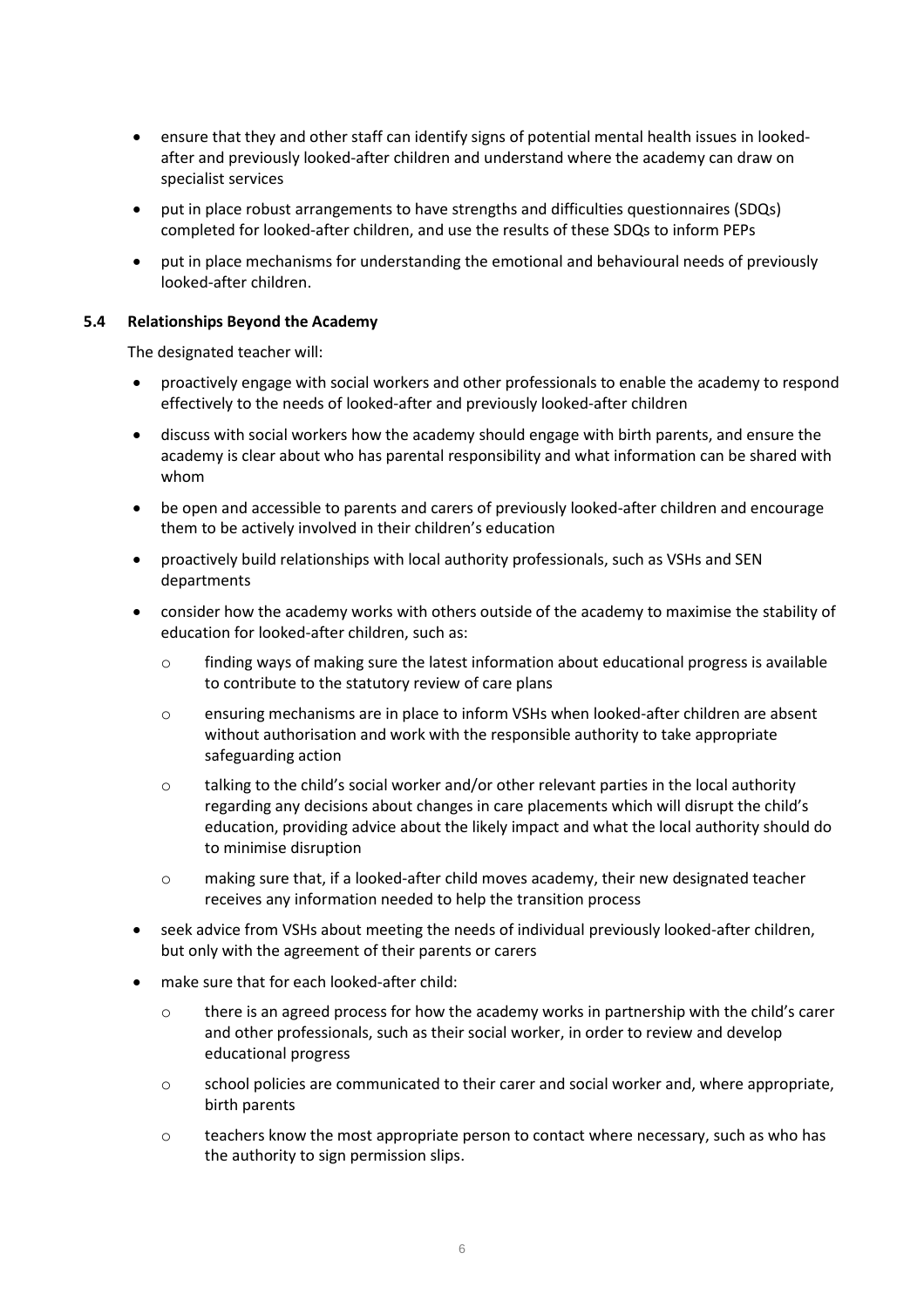- ensure that they and other staff can identify signs of potential mental health issues in looked-after and previously looked-after children and understand where the academy can draw on specialist services
- put in place robust arrangements to have strengths and difficulties questionnaires (SDQs) completed for looked-after children, and use the results of these SDQs to inform PEPs
- put in place mechanisms for understanding the emotional and behavioural needs of previously looked-after children.

### 5.4 Relationships Beyond the Academy

The designated teacher will:

- proactively engage with social workers and other professionals to enable the academy to respond effectively to the needs of looked-after and previously looked-after children
- discuss with social workers how the academy should engage with birth parents, and ensure the academy is clear about who has parental responsibility and what information can be shared with whom
- be open and accessible to parents and carers of previously looked-after children and encourage them to be actively involved in their children's education
- proactively build relationships with local authority professionals, such as VSHs and SEN departments
- consider how the academy works with others outside of the academy to maximise the stability of education for looked-after children, such as:
    - finding ways of making sure the latest information about educational progress is available to contribute to the statutory review of care plans
    - ensuring mechanisms are in place to inform VSHs when looked-after children are absent without authorisation and work with the responsible authority to take appropriate safeguarding action
    - talking to the child's social worker and/or other relevant parties in the local authority regarding any decisions about changes in care placements which will disrupt the child's education, providing advice about the likely impact and what the local authority should do to minimise disruption
    - making sure that, if a looked-after child moves academy, their new designated teacher receives any information needed to help the transition process
- seek advice from VSHs about meeting the needs of individual previously looked-after children, but only with the agreement of their parents or carers
- make sure that for each looked-after child:
    - there is an agreed process for how the academy works in partnership with the child's carer and other professionals, such as their social worker, in order to review and develop educational progress
    - school policies are communicated to their carer and social worker and, where appropriate, birth parents
    - teachers know the most appropriate person to contact where necessary, such as who has the authority to sign permission slips.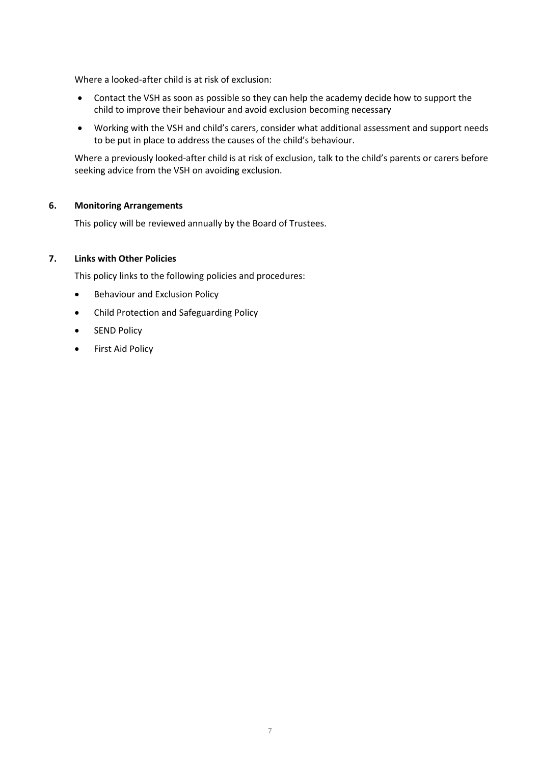Where a looked-after child is at risk of exclusion:

- Contact the VSH as soon as possible so they can help the academy decide how to support the child to improve their behaviour and avoid exclusion becoming necessary
- Working with the VSH and child's carers, consider what additional assessment and support needs to be put in place to address the causes of the child's behaviour.

Where a previously looked-after child is at risk of exclusion, talk to the child's parents or carers before seeking advice from the VSH on avoiding exclusion.

## 6. Monitoring Arrangements

This policy will be reviewed annually by the Board of Trustees.

## 7. Links with Other Policies

This policy links to the following policies and procedures:

- Behaviour and Exclusion Policy
- Child Protection and Safeguarding Policy
- SEND Policy
- First Aid Policy